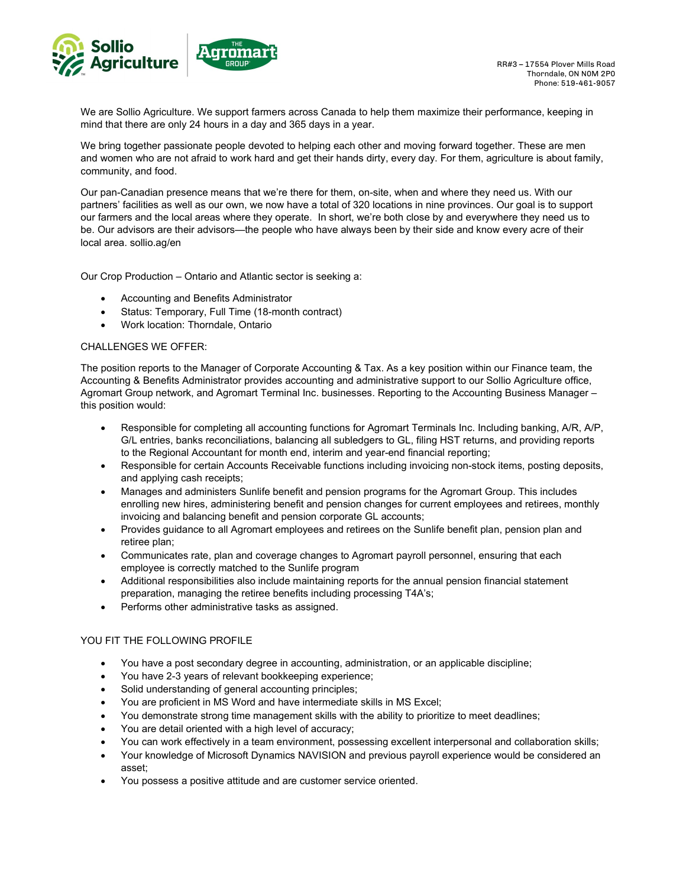RR#3 – 17554 Plover Mills Road
Thorndale, ON N0M 2P0
Phone: 519-461-9057

We are Sollio Agriculture. We support farmers across Canada to help them maximize their performance, keeping in mind that there are only 24 hours in a day and 365 days in a year.

We bring together passionate people devoted to helping each other and moving forward together. These are men and women who are not afraid to work hard and get their hands dirty, every day. For them, agriculture is about family, community, and food.

Our pan-Canadian presence means that we're there for them, on-site, when and where they need us. With our partners' facilities as well as our own, we now have a total of 320 locations in nine provinces. Our goal is to support our farmers and the local areas where they operate. In short, we're both close by and everywhere they need us to be. Our advisors are their advisors—the people who have always been by their side and know every acre of their local area. sollio.ag/en

Our Crop Production – Ontario and Atlantic sector is seeking a:

- Accounting and Benefits Administrator
- Status: Temporary, Full Time (18-month contract)
- Work location: Thorndale, Ontario

CHALLENGES WE OFFER:

The position reports to the Manager of Corporate Accounting & Tax. As a key position within our Finance team, the Accounting & Benefits Administrator provides accounting and administrative support to our Sollio Agriculture office, Agromart Group network, and Agromart Terminal Inc. businesses. Reporting to the Accounting Business Manager – this position would:

- Responsible for completing all accounting functions for Agromart Terminals Inc. Including banking, A/R, A/P, G/L entries, banks reconciliations, balancing all subledgers to GL, filing HST returns, and providing reports to the Regional Accountant for month end, interim and year-end financial reporting;
- Responsible for certain Accounts Receivable functions including invoicing non-stock items, posting deposits, and applying cash receipts;
- Manages and administers Sunlife benefit and pension programs for the Agromart Group. This includes enrolling new hires, administering benefit and pension changes for current employees and retirees, monthly invoicing and balancing benefit and pension corporate GL accounts;
- Provides guidance to all Agromart employees and retirees on the Sunlife benefit plan, pension plan and retiree plan;
- Communicates rate, plan and coverage changes to Agromart payroll personnel, ensuring that each employee is correctly matched to the Sunlife program
- Additional responsibilities also include maintaining reports for the annual pension financial statement preparation, managing the retiree benefits including processing T4A's;
- Performs other administrative tasks as assigned.

YOU FIT THE FOLLOWING PROFILE

- You have a post secondary degree in accounting, administration, or an applicable discipline;
- You have 2-3 years of relevant bookkeeping experience;
- Solid understanding of general accounting principles;
- You are proficient in MS Word and have intermediate skills in MS Excel;
- You demonstrate strong time management skills with the ability to prioritize to meet deadlines;
- You are detail oriented with a high level of accuracy;
- You can work effectively in a team environment, possessing excellent interpersonal and collaboration skills;
- Your knowledge of Microsoft Dynamics NAVISION and previous payroll experience would be considered an asset;
- You possess a positive attitude and are customer service oriented.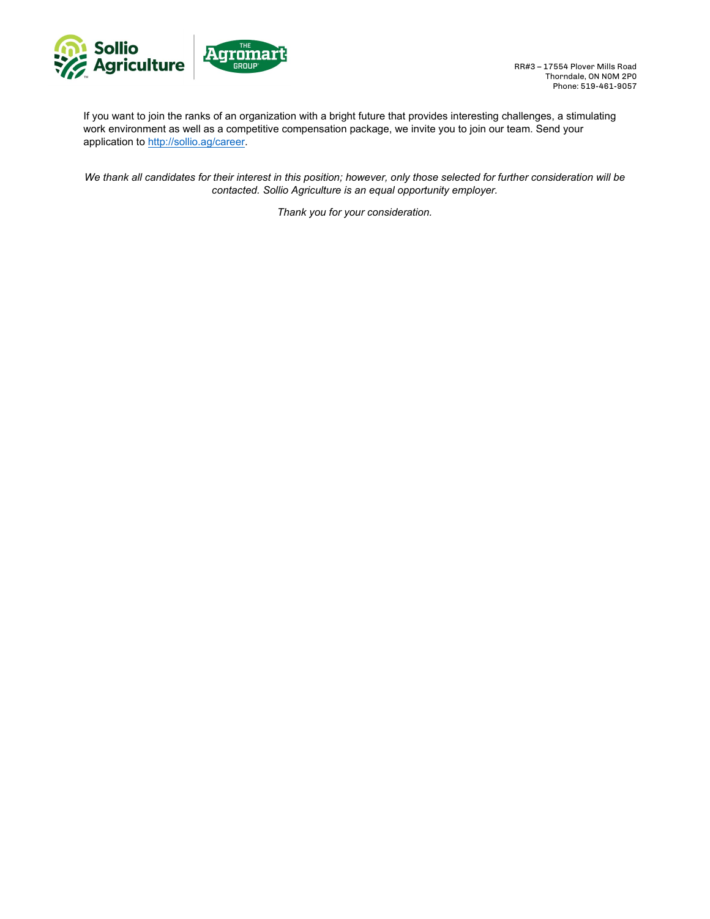RR#3 – 17554 Plover Mills Road
Thorndale, ON N0M 2P0
Phone: 519-461-9057

If you want to join the ranks of an organization with a bright future that provides interesting challenges, a stimulating work environment as well as a competitive compensation package, we invite you to join our team. Send your application to http://sollio.ag/career.

*We thank all candidates for their interest in this position; however, only those selected for further consideration will be contacted. Sollio Agriculture is an equal opportunity employer.*

*Thank you for your consideration.*